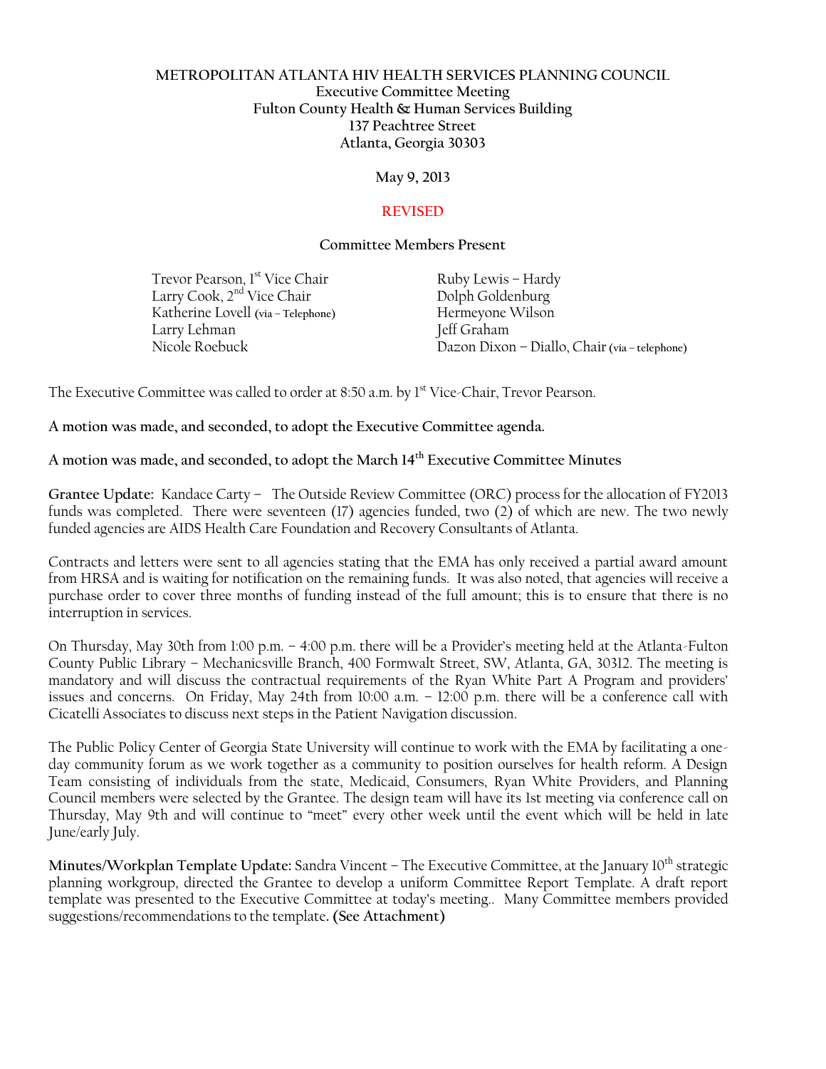**METROPOLITAN ATLANTA HIV HEALTH SERVICES PLANNING COUNCIL**
**Executive Committee Meeting**
**Fulton County Health & Human Services Building**
**137 Peachtree Street**
**Atlanta, Georgia 30303**

**May 9, 2013**

**REVISED**

**Committee Members Present**

| | |
|---|---|
| Trevor Pearson, 1st Vice Chair | Ruby Lewis – Hardy |
| Larry Cook, 2nd Vice Chair | Dolph Goldenburg |
| Katherine Lovell (via – Telephone) | Hermeyone Wilson |
| Larry Lehman | Jeff Graham |
| Nicole Roebuck | Dazon Dixon – Diallo, Chair (via – telephone) |

The Executive Committee was called to order at 8:50 a.m. by 1st Vice-Chair, Trevor Pearson.

**A motion was made, and seconded, to adopt the Executive Committee agenda.**

**A motion was made, and seconded, to adopt the March 14th Executive Committee Minutes**

**Grantee Update:** Kandace Carty – The Outside Review Committee (ORC) process for the allocation of FY2013 funds was completed. There were seventeen (17) agencies funded, two (2) of which are new. The two newly funded agencies are AIDS Health Care Foundation and Recovery Consultants of Atlanta.

Contracts and letters were sent to all agencies stating that the EMA has only received a partial award amount from HRSA and is waiting for notification on the remaining funds. It was also noted, that agencies will receive a purchase order to cover three months of funding instead of the full amount; this is to ensure that there is no interruption in services.

On Thursday, May 30th from 1:00 p.m. – 4:00 p.m. there will be a Provider's meeting held at the Atlanta-Fulton County Public Library – Mechanicsville Branch, 400 Formwalt Street, SW, Atlanta, GA, 30312. The meeting is mandatory and will discuss the contractual requirements of the Ryan White Part A Program and providers' issues and concerns. On Friday, May 24th from 10:00 a.m. – 12:00 p.m. there will be a conference call with Cicatelli Associates to discuss next steps in the Patient Navigation discussion.

The Public Policy Center of Georgia State University will continue to work with the EMA by facilitating a one-day community forum as we work together as a community to position ourselves for health reform. A Design Team consisting of individuals from the state, Medicaid, Consumers, Ryan White Providers, and Planning Council members were selected by the Grantee. The design team will have its 1st meeting via conference call on Thursday, May 9th and will continue to "meet" every other week until the event which will be held in late June/early July.

**Minutes/Workplan Template Update:** Sandra Vincent – The Executive Committee, at the January 10th strategic planning workgroup, directed the Grantee to develop a uniform Committee Report Template. A draft report template was presented to the Executive Committee at today's meeting.. Many Committee members provided suggestions/recommendations to the template. **(See Attachment)**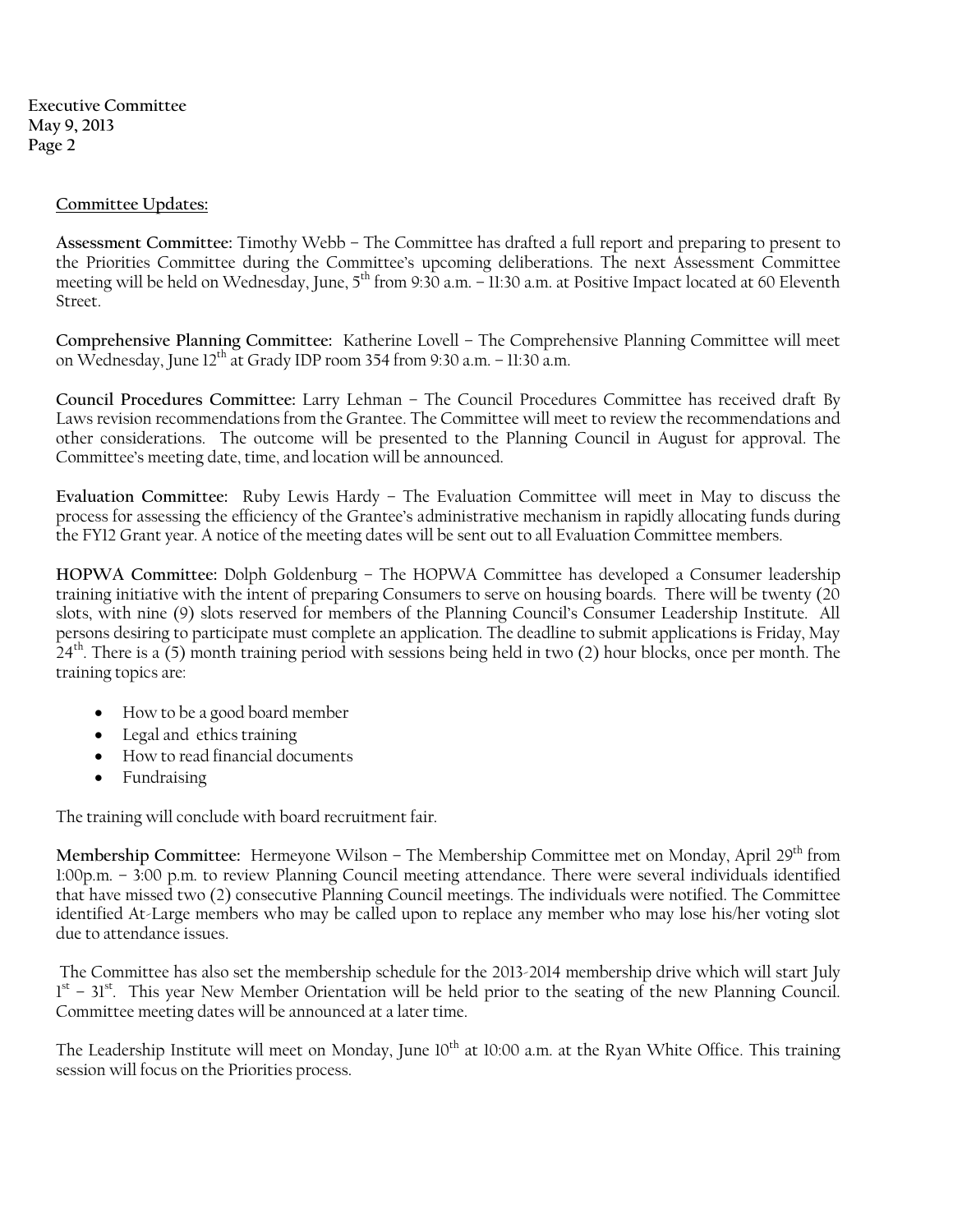**Committee Updates:**

**Assessment Committee:** Timothy Webb – The Committee has drafted a full report and preparing to present to the Priorities Committee during the Committee's upcoming deliberations. The next Assessment Committee meeting will be held on Wednesday, June, 5th from 9:30 a.m. – 11:30 a.m. at Positive Impact located at 60 Eleventh Street.

**Comprehensive Planning Committee:** Katherine Lovell – The Comprehensive Planning Committee will meet on Wednesday, June 12th at Grady IDP room 354 from 9:30 a.m. – 11:30 a.m.

**Council Procedures Committee:** Larry Lehman – The Council Procedures Committee has received draft By Laws revision recommendations from the Grantee. The Committee will meet to review the recommendations and other considerations. The outcome will be presented to the Planning Council in August for approval. The Committee's meeting date, time, and location will be announced.

**Evaluation Committee:** Ruby Lewis Hardy – The Evaluation Committee will meet in May to discuss the process for assessing the efficiency of the Grantee's administrative mechanism in rapidly allocating funds during the FY12 Grant year. A notice of the meeting dates will be sent out to all Evaluation Committee members.

**HOPWA Committee:** Dolph Goldenburg – The HOPWA Committee has developed a Consumer leadership training initiative with the intent of preparing Consumers to serve on housing boards. There will be twenty (20 slots, with nine (9) slots reserved for members of the Planning Council's Consumer Leadership Institute. All persons desiring to participate must complete an application. The deadline to submit applications is Friday, May 24th. There is a (5) month training period with sessions being held in two (2) hour blocks, once per month. The training topics are:

- How to be a good board member
- Legal and ethics training
- How to read financial documents
- Fundraising

The training will conclude with board recruitment fair.

**Membership Committee:** Hermeyone Wilson – The Membership Committee met on Monday, April 29th from 1:00p.m. – 3:00 p.m. to review Planning Council meeting attendance. There were several individuals identified that have missed two (2) consecutive Planning Council meetings. The individuals were notified. The Committee identified At-Large members who may be called upon to replace any member who may lose his/her voting slot due to attendance issues.

The Committee has also set the membership schedule for the 2013-2014 membership drive which will start July 1st – 31st. This year New Member Orientation will be held prior to the seating of the new Planning Council. Committee meeting dates will be announced at a later time.

The Leadership Institute will meet on Monday, June 10th at 10:00 a.m. at the Ryan White Office. This training session will focus on the Priorities process.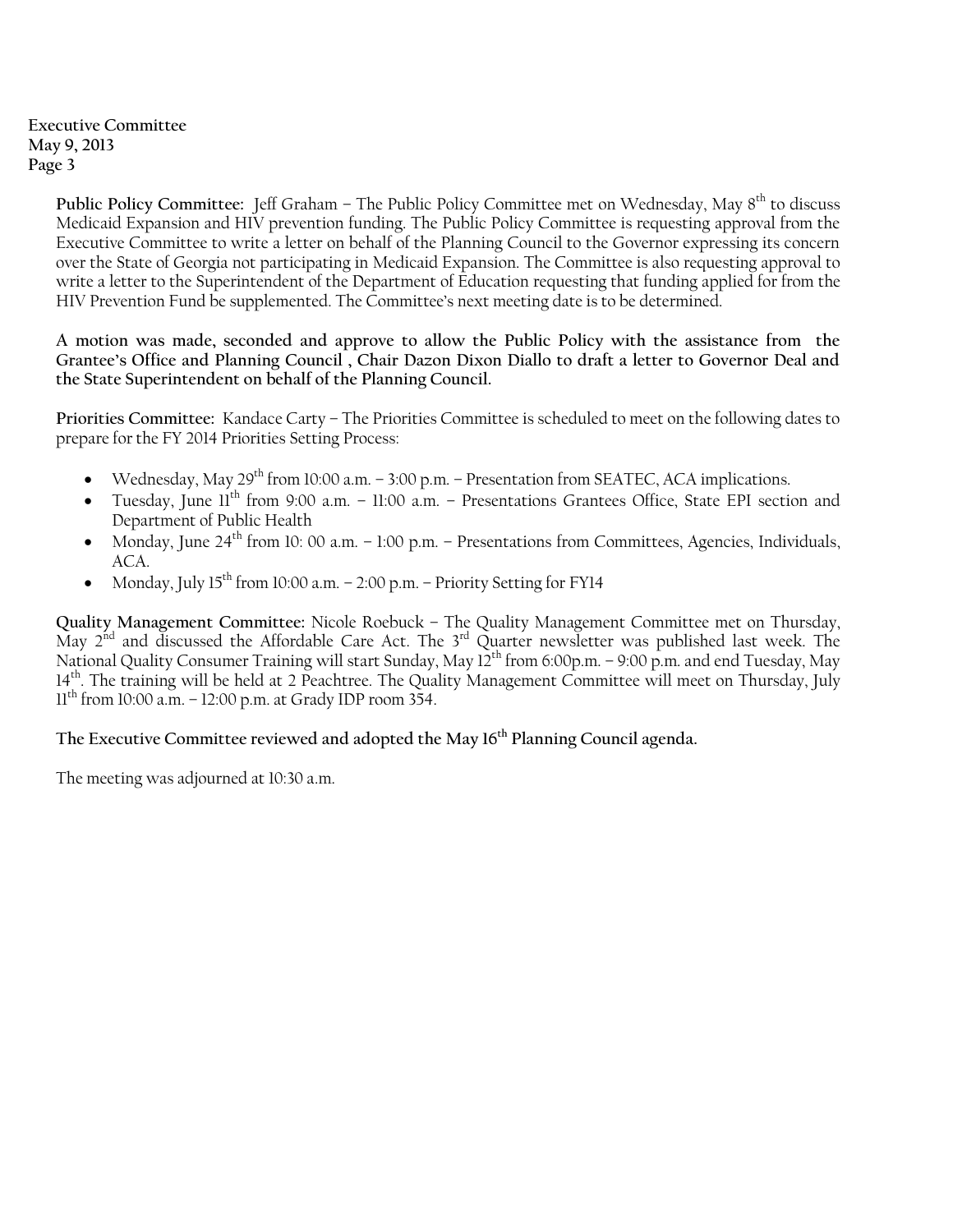**Public Policy Committee:** Jeff Graham – The Public Policy Committee met on Wednesday, May 8th to discuss Medicaid Expansion and HIV prevention funding. The Public Policy Committee is requesting approval from the Executive Committee to write a letter on behalf of the Planning Council to the Governor expressing its concern over the State of Georgia not participating in Medicaid Expansion. The Committee is also requesting approval to write a letter to the Superintendent of the Department of Education requesting that funding applied for from the HIV Prevention Fund be supplemented. The Committee's next meeting date is to be determined.

**A motion was made, seconded and approve to allow the Public Policy with the assistance from the Grantee's Office and Planning Council , Chair Dazon Dixon Diallo to draft a letter to Governor Deal and the State Superintendent on behalf of the Planning Council.**

**Priorities Committee:** Kandace Carty – The Priorities Committee is scheduled to meet on the following dates to prepare for the FY 2014 Priorities Setting Process:

- Wednesday, May 29th from 10:00 a.m. – 3:00 p.m. – Presentation from SEATEC, ACA implications.
- Tuesday, June 11th from 9:00 a.m. – 11:00 a.m. – Presentations Grantees Office, State EPI section and Department of Public Health
- Monday, June 24th from 10: 00 a.m. – 1:00 p.m. – Presentations from Committees, Agencies, Individuals, ACA.
- Monday, July 15th from 10:00 a.m. – 2:00 p.m. – Priority Setting for FY14

**Quality Management Committee:** Nicole Roebuck – The Quality Management Committee met on Thursday, May 2nd and discussed the Affordable Care Act. The 3rd Quarter newsletter was published last week. The National Quality Consumer Training will start Sunday, May 12th from 6:00p.m. – 9:00 p.m. and end Tuesday, May 14th. The training will be held at 2 Peachtree. The Quality Management Committee will meet on Thursday, July 11th from 10:00 a.m. – 12:00 p.m. at Grady IDP room 354.

**The Executive Committee reviewed and adopted the May 16th Planning Council agenda.**

The meeting was adjourned at 10:30 a.m.